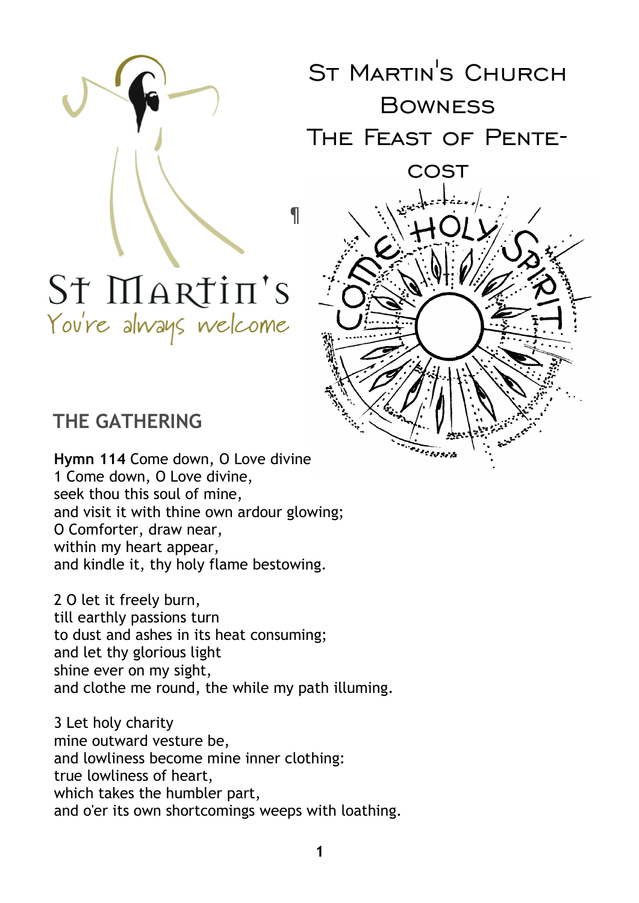# St Martin's Church Bowness
# The Feast of Pentecost

St Martin's
You're always welcome

## THE GATHERING

**Hymn 114** Come down, O Love divine
1 Come down, O Love divine,
seek thou this soul of mine,
and visit it with thine own ardour glowing;
O Comforter, draw near,
within my heart appear,
and kindle it, thy holy flame bestowing.

2 O let it freely burn,
till earthly passions turn
to dust and ashes in its heat consuming;
and let thy glorious light
shine ever on my sight,
and clothe me round, the while my path illuming.

3 Let holy charity
mine outward vesture be,
and lowliness become mine inner clothing:
true lowliness of heart,
which takes the humbler part,
and o'er its own shortcomings weeps with loathing.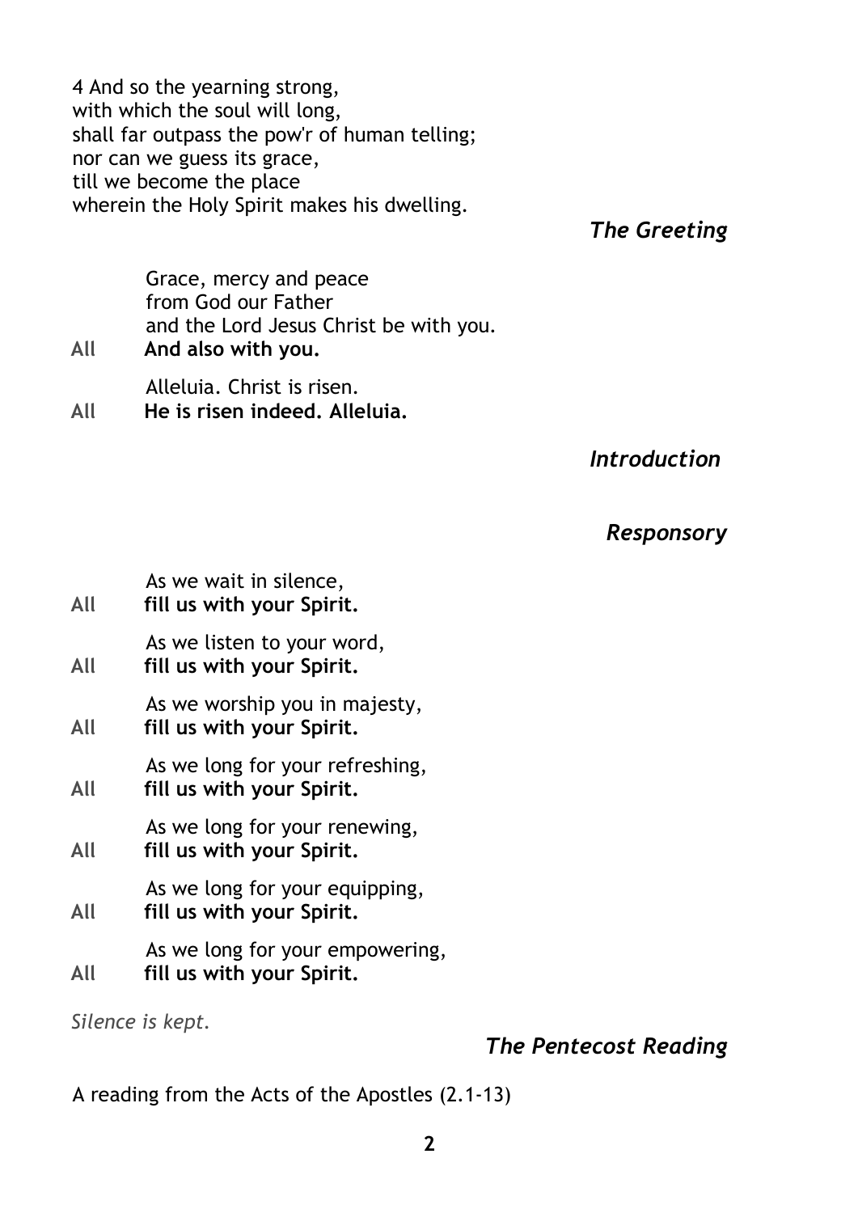4 And so the yearning strong,
with which the soul will long,
shall far outpass the pow'r of human telling;
nor can we guess its grace,
till we become the place
wherein the Holy Spirit makes his dwelling.

### *The Greeting*

Grace, mercy and peace
from God our Father
and the Lord Jesus Christ be with you.
All **And also with you.**

Alleluia. Christ is risen.
All **He is risen indeed. Alleluia.**

### *Introduction*

### *Responsory*

As we wait in silence,
All **fill us with your Spirit.**

As we listen to your word,
All **fill us with your Spirit.**

As we worship you in majesty,
All **fill us with your Spirit.**

As we long for your refreshing,
All **fill us with your Spirit.**

As we long for your renewing,
All **fill us with your Spirit.**

As we long for your equipping,
All **fill us with your Spirit.**

As we long for your empowering,
All **fill us with your Spirit.**

*Silence is kept.*

### *The Pentecost Reading*

A reading from the Acts of the Apostles (2.1-13)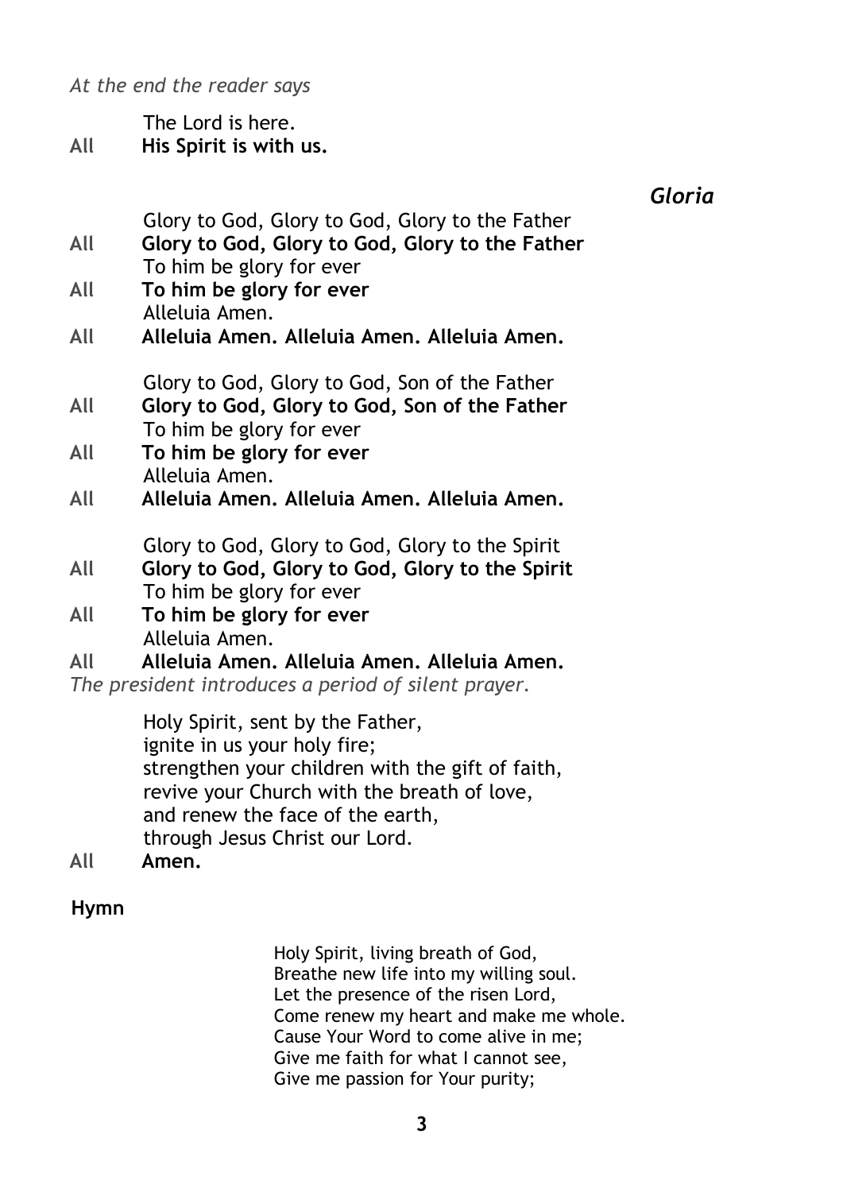*At the end the reader says*

The Lord is here.
**All** **His Spirit is with us.**

### *Gloria*

Glory to God, Glory to God, Glory to the Father
**All** **Glory to God, Glory to God, Glory to the Father**
To him be glory for ever
**All** **To him be glory for ever**
Alleluia Amen.
**All** **Alleluia Amen. Alleluia Amen. Alleluia Amen.**

Glory to God, Glory to God, Son of the Father
**All** **Glory to God, Glory to God, Son of the Father**
To him be glory for ever
**All** **To him be glory for ever**
Alleluia Amen.
**All** **Alleluia Amen. Alleluia Amen. Alleluia Amen.**

Glory to God, Glory to God, Glory to the Spirit
**All** **Glory to God, Glory to God, Glory to the Spirit**
To him be glory for ever
**All** **To him be glory for ever**
Alleluia Amen.
**All** **Alleluia Amen. Alleluia Amen. Alleluia Amen.**

*The president introduces a period of silent prayer.*

Holy Spirit, sent by the Father,
ignite in us your holy fire;
strengthen your children with the gift of faith,
revive your Church with the breath of love,
and renew the face of the earth,
through Jesus Christ our Lord.
**All** **Amen.**

**Hymn**

Holy Spirit, living breath of God,
Breathe new life into my willing soul.
Let the presence of the risen Lord,
Come renew my heart and make me whole.
Cause Your Word to come alive in me;
Give me faith for what I cannot see,
Give me passion for Your purity;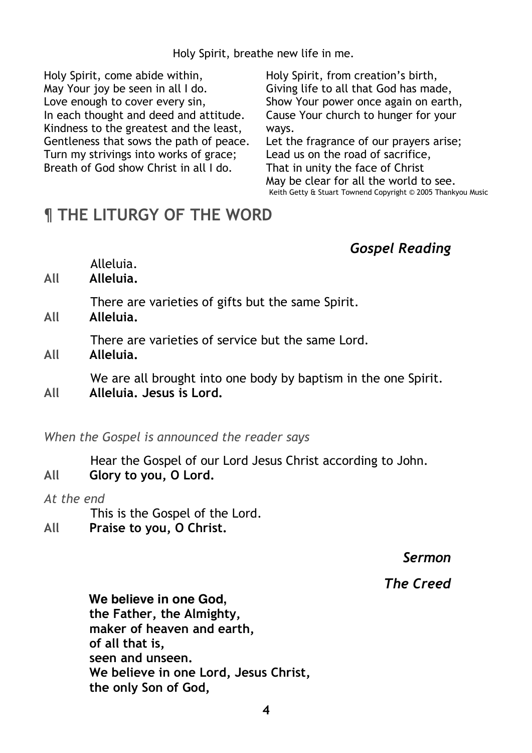Holy Spirit, breathe new life in me.

Holy Spirit, come abide within,
May Your joy be seen in all I do.
Love enough to cover every sin,
In each thought and deed and attitude.
Kindness to the greatest and the least,
Gentleness that sows the path of peace.
Turn my strivings into works of grace;
Breath of God show Christ in all I do.

Holy Spirit, from creation's birth,
Giving life to all that God has made,
Show Your power once again on earth,
Cause Your church to hunger for your ways.
Let the fragrance of our prayers arise;
Lead us on the road of sacrifice,
That in unity the face of Christ
May be clear for all the world to see.

Keith Getty & Stuart Townend Copyright © 2005 Thankyou Music

## ¶ THE LITURGY OF THE WORD

### *Gospel Reading*

Alleluia.
All **Alleluia.**

There are varieties of gifts but the same Spirit.
All **Alleluia.**

There are varieties of service but the same Lord.
All **Alleluia.**

We are all brought into one body by baptism in the one Spirit.
All **Alleluia. Jesus is Lord.**

*When the Gospel is announced the reader says*

Hear the Gospel of our Lord Jesus Christ according to John.
All **Glory to you, O Lord.**

*At the end*

This is the Gospel of the Lord.
All **Praise to you, O Christ.**

### *Sermon*

### *The Creed*

**We believe in one God,**
**the Father, the Almighty,**
**maker of heaven and earth,**
**of all that is,**
**seen and unseen.**
**We believe in one Lord, Jesus Christ,**
**the only Son of God,**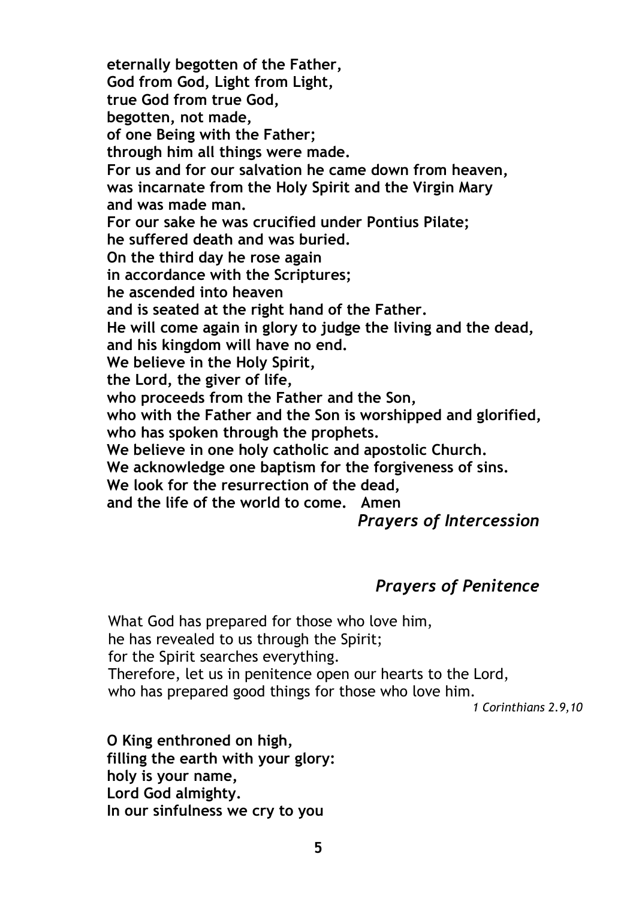**eternally begotten of the Father,**
**God from God, Light from Light,**
**true God from true God,**
**begotten, not made,**
**of one Being with the Father;**
**through him all things were made.**
**For us and for our salvation he came down from heaven,**
**was incarnate from the Holy Spirit and the Virgin Mary**
**and was made man.**
**For our sake he was crucified under Pontius Pilate;**
**he suffered death and was buried.**
**On the third day he rose again**
**in accordance with the Scriptures;**
**he ascended into heaven**
**and is seated at the right hand of the Father.**
**He will come again in glory to judge the living and the dead,**
**and his kingdom will have no end.**
**We believe in the Holy Spirit,**
**the Lord, the giver of life,**
**who proceeds from the Father and the Son,**
**who with the Father and the Son is worshipped and glorified,**
**who has spoken through the prophets.**
**We believe in one holy catholic and apostolic Church.**
**We acknowledge one baptism for the forgiveness of sins.**
**We look for the resurrection of the dead,**
**and the life of the world to come. Amen**

## *Prayers of Intercession*

## *Prayers of Penitence*

What God has prepared for those who love him,
he has revealed to us through the Spirit;
for the Spirit searches everything.
Therefore, let us in penitence open our hearts to the Lord,
who has prepared good things for those who love him.

*1 Corinthians 2.9,10*

**O King enthroned on high,**
**filling the earth with your glory:**
**holy is your name,**
**Lord God almighty.**
**In our sinfulness we cry to you**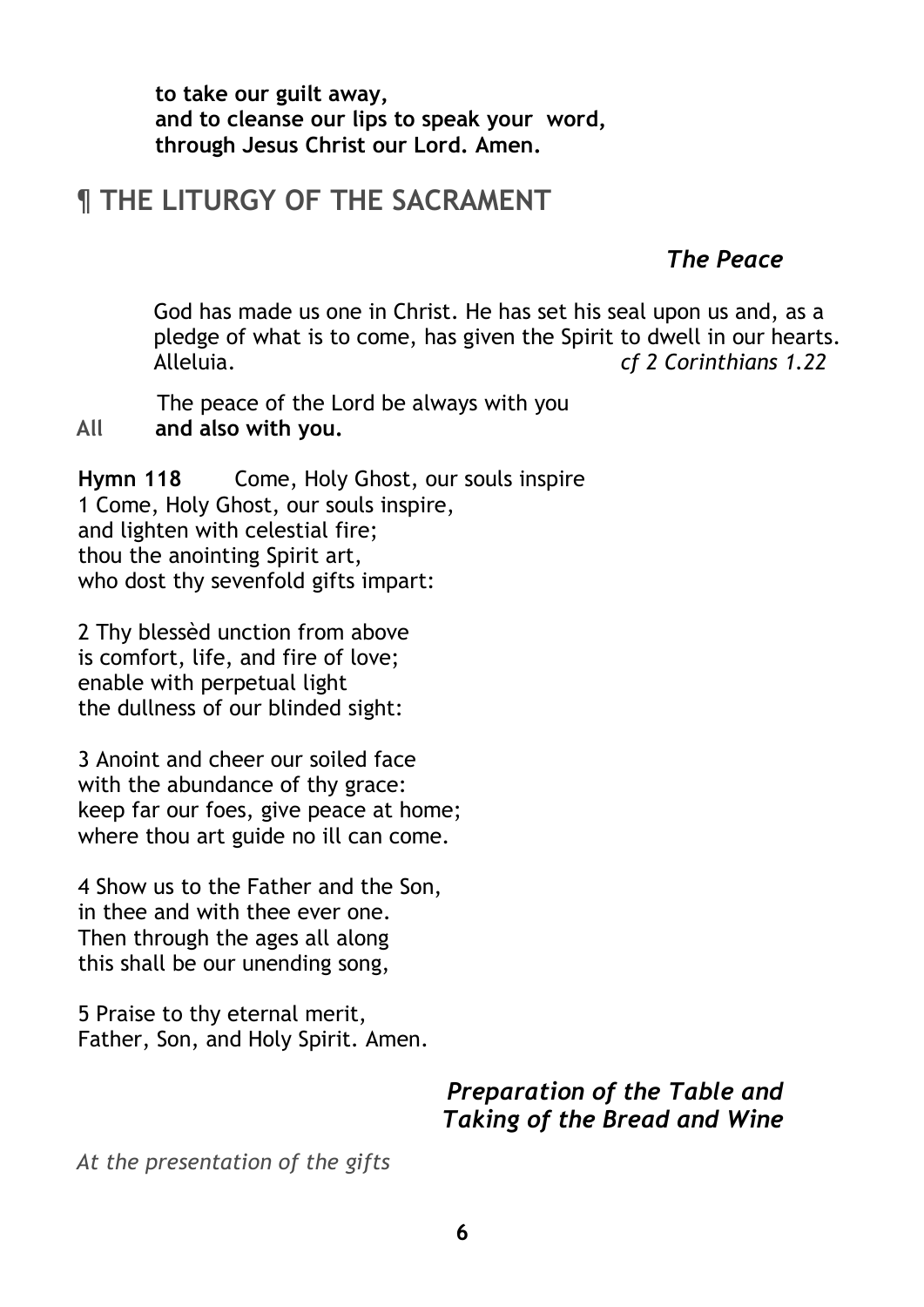**to take our guilt away,**
**and to cleanse our lips to speak your word,**
**through Jesus Christ our Lord. Amen.**

# ¶ THE LITURGY OF THE SACRAMENT

### *The Peace*

God has made us one in Christ. He has set his seal upon us and, as a pledge of what is to come, has given the Spirit to dwell in our hearts. Alleluia. *cf 2 Corinthians 1.22*

The peace of the Lord be always with you
All **and also with you.**

**Hymn 118** Come, Holy Ghost, our souls inspire

1 Come, Holy Ghost, our souls inspire,
and lighten with celestial fire;
thou the anointing Spirit art,
who dost thy sevenfold gifts impart:

2 Thy blessèd unction from above
is comfort, life, and fire of love;
enable with perpetual light
the dullness of our blinded sight:

3 Anoint and cheer our soiled face
with the abundance of thy grace:
keep far our foes, give peace at home;
where thou art guide no ill can come.

4 Show us to the Father and the Son,
in thee and with thee ever one.
Then through the ages all along
this shall be our unending song,

5 Praise to thy eternal merit,
Father, Son, and Holy Spirit. Amen.

### *Preparation of the Table and Taking of the Bread and Wine*

*At the presentation of the gifts*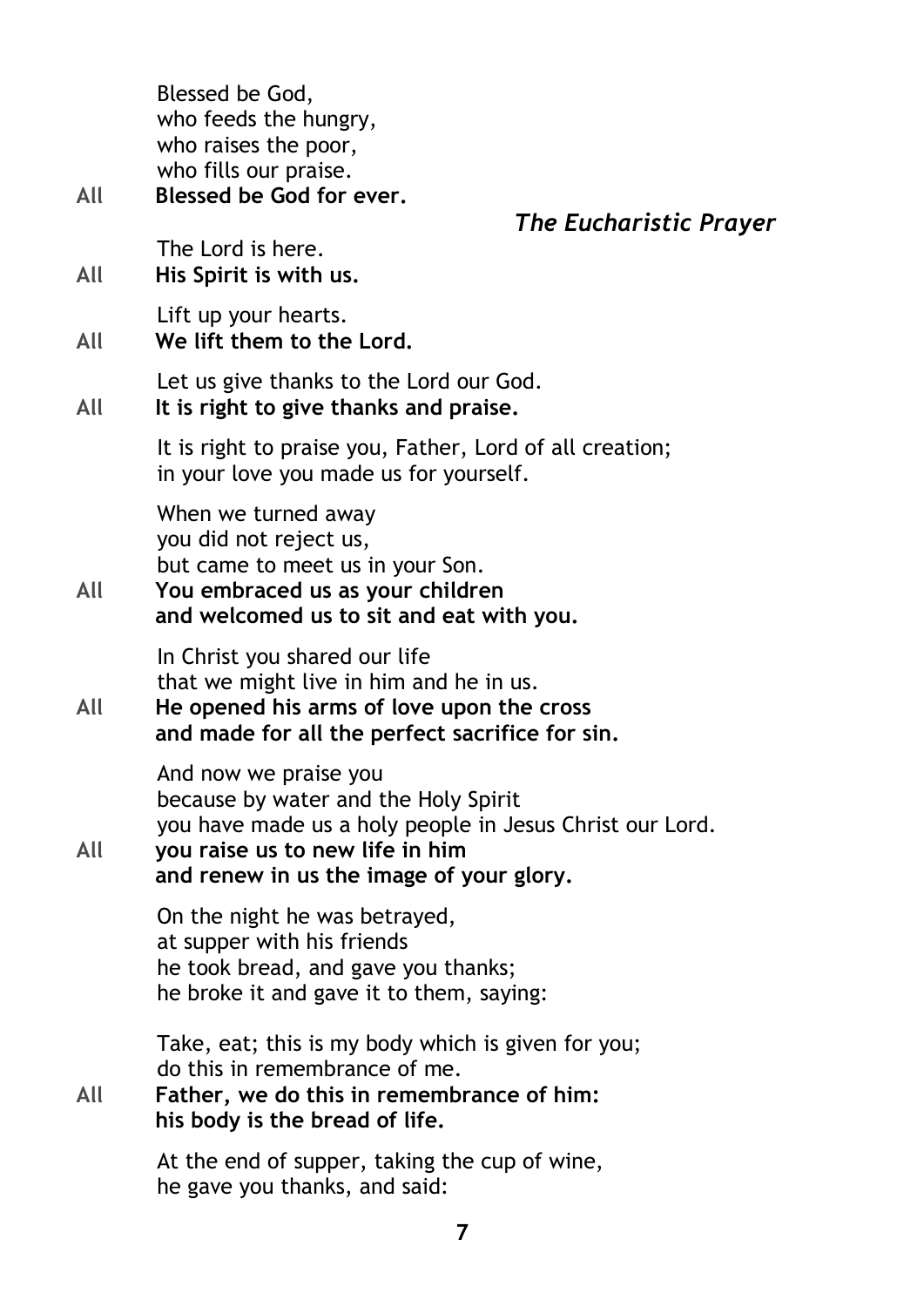Blessed be God,
who feeds the hungry,
who raises the poor,
who fills our praise.

All **Blessed be God for ever.**

## *The Eucharistic Prayer*

The Lord is here.

All **His Spirit is with us.**

Lift up your hearts.

All **We lift them to the Lord.**

Let us give thanks to the Lord our God.

All **It is right to give thanks and praise.**

It is right to praise you, Father, Lord of all creation;
in your love you made us for yourself.

When we turned away
you did not reject us,
but came to meet us in your Son.

All **You embraced us as your children**
**and welcomed us to sit and eat with you.**

In Christ you shared our life
that we might live in him and he in us.

All **He opened his arms of love upon the cross**
**and made for all the perfect sacrifice for sin.**

And now we praise you
because by water and the Holy Spirit
you have made us a holy people in Jesus Christ our Lord.

All **you raise us to new life in him**
**and renew in us the image of your glory.**

On the night he was betrayed,
at supper with his friends
he took bread, and gave you thanks;
he broke it and gave it to them, saying:

Take, eat; this is my body which is given for you;
do this in remembrance of me.

All **Father, we do this in remembrance of him:**
**his body is the bread of life.**

At the end of supper, taking the cup of wine,
he gave you thanks, and said: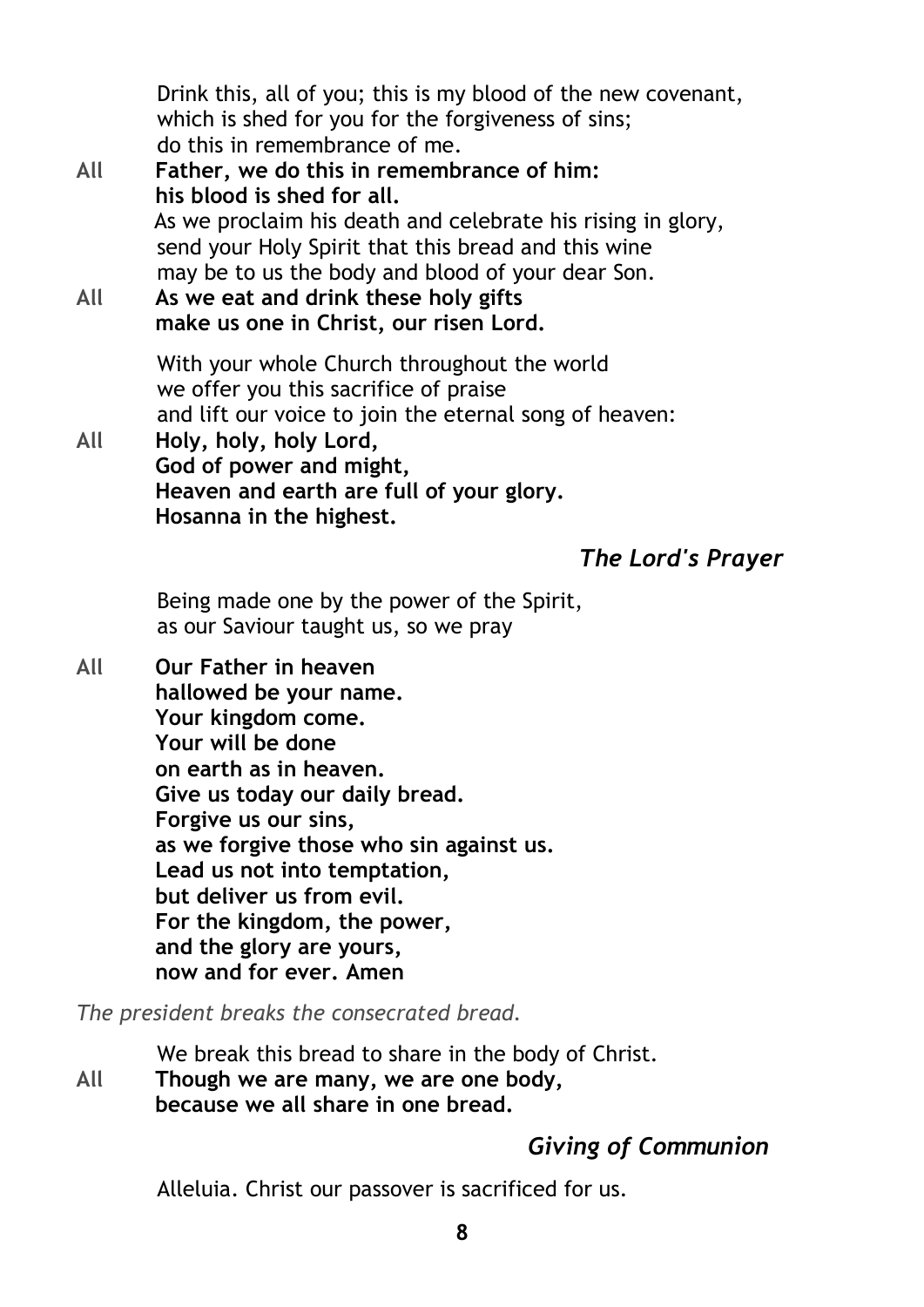Drink this, all of you; this is my blood of the new covenant,
which is shed for you for the forgiveness of sins;
do this in remembrance of me.

All **Father, we do this in remembrance of him:**
**his blood is shed for all.**

As we proclaim his death and celebrate his rising in glory,
send your Holy Spirit that this bread and this wine
may be to us the body and blood of your dear Son.

All **As we eat and drink these holy gifts**
**make us one in Christ, our risen Lord.**

With your whole Church throughout the world
we offer you this sacrifice of praise
and lift our voice to join the eternal song of heaven:

All **Holy, holy, holy Lord,**
**God of power and might,**
**Heaven and earth are full of your glory.**
**Hosanna in the highest.**

### *The Lord's Prayer*

Being made one by the power of the Spirit,
as our Saviour taught us, so we pray

All **Our Father in heaven**
**hallowed be your name.**
**Your kingdom come.**
**Your will be done**
**on earth as in heaven.**
**Give us today our daily bread.**
**Forgive us our sins,**
**as we forgive those who sin against us.**
**Lead us not into temptation,**
**but deliver us from evil.**
**For the kingdom, the power,**
**and the glory are yours,**
**now and for ever. Amen**

*The president breaks the consecrated bread.*

We break this bread to share in the body of Christ.

All **Though we are many, we are one body,**
**because we all share in one bread.**

### *Giving of Communion*

Alleluia. Christ our passover is sacrificed for us.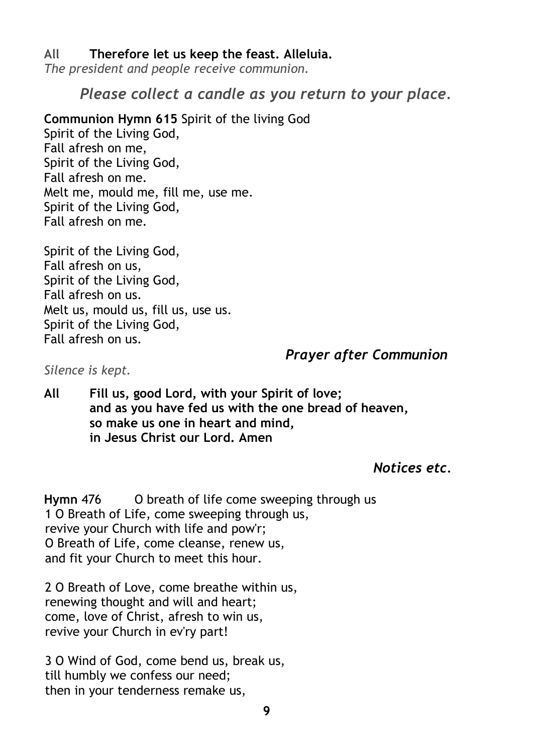All **Therefore let us keep the feast. Alleluia.**
*The president and people receive communion.*

*Please collect a candle as you return to your place.*

**Communion Hymn 615** Spirit of the living God
Spirit of the Living God,
Fall afresh on me,
Spirit of the Living God,
Fall afresh on me.
Melt me, mould me, fill me, use me.
Spirit of the Living God,
Fall afresh on me.

Spirit of the Living God,
Fall afresh on us,
Spirit of the Living God,
Fall afresh on us.
Melt us, mould us, fill us, use us.
Spirit of the Living God,
Fall afresh on us.

*Prayer after Communion*

*Silence is kept.*

**All Fill us, good Lord, with your Spirit of love;
and as you have fed us with the one bread of heaven,
so make us one in heart and mind,
in Jesus Christ our Lord. Amen**

*Notices etc.*

**Hymn** 476 O breath of life come sweeping through us
1 O Breath of Life, come sweeping through us,
revive your Church with life and pow'r;
O Breath of Life, come cleanse, renew us,
and fit your Church to meet this hour.

2 O Breath of Love, come breathe within us,
renewing thought and will and heart;
come, love of Christ, afresh to win us,
revive your Church in ev'ry part!

3 O Wind of God, come bend us, break us,
till humbly we confess our need;
then in your tenderness remake us,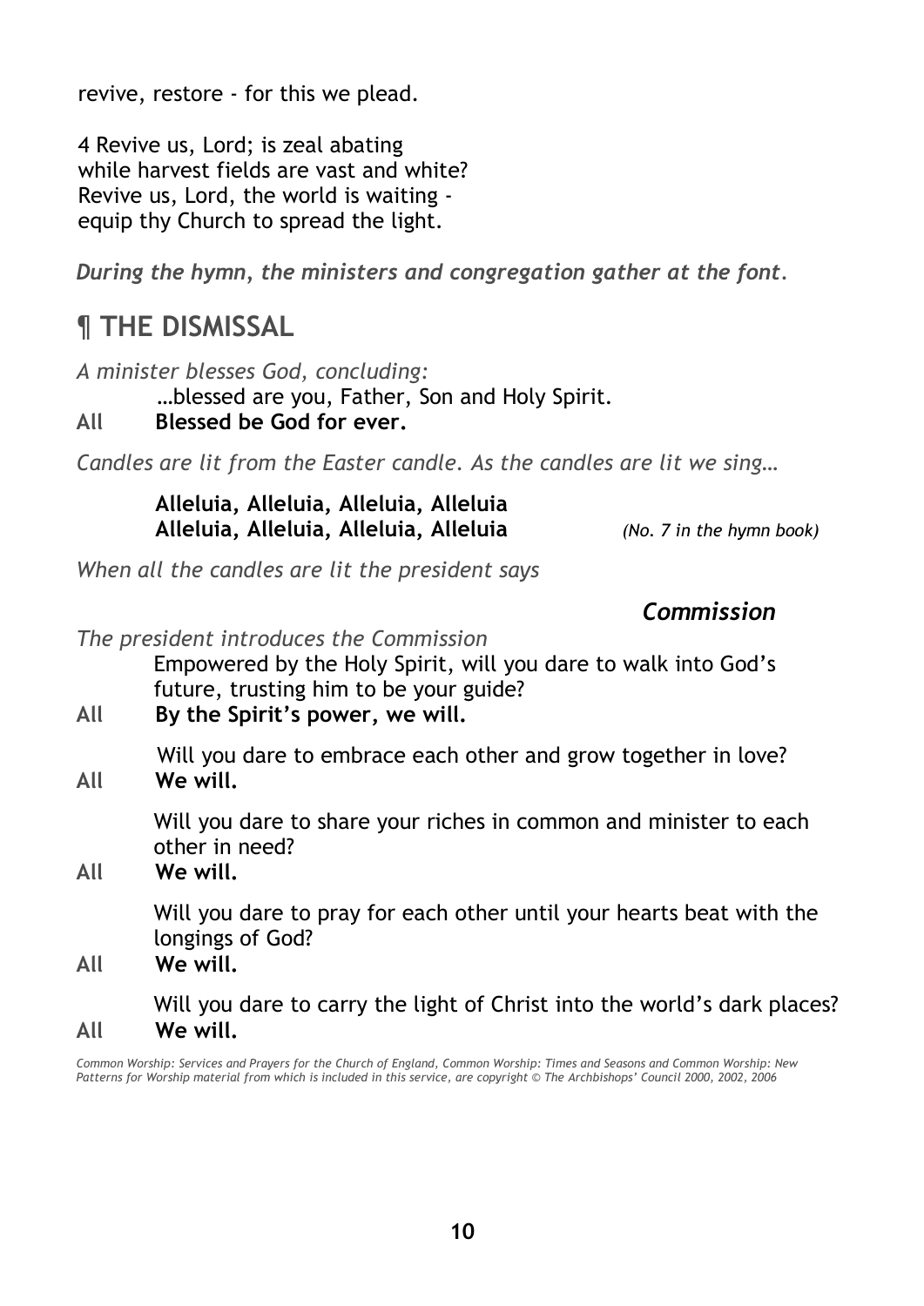revive, restore - for this we plead.

4 Revive us, Lord; is zeal abating
while harvest fields are vast and white?
Revive us, Lord, the world is waiting -
equip thy Church to spread the light.

***During the hymn, the ministers and congregation gather at the font.***

## ¶ THE DISMISSAL

*A minister blesses God, concluding:*

…blessed are you, Father, Son and Holy Spirit.

All **Blessed be God for ever.**

*Candles are lit from the Easter candle. As the candles are lit we sing…*

**Alleluia, Alleluia, Alleluia, Alleluia**
**Alleluia, Alleluia, Alleluia, Alleluia** *(No. 7 in the hymn book)*

*When all the candles are lit the president says*

### *Commission*

*The president introduces the Commission*

Empowered by the Holy Spirit, will you dare to walk into God's future, trusting him to be your guide?

All **By the Spirit's power, we will.**

Will you dare to embrace each other and grow together in love?

All **We will.**

Will you dare to share your riches in common and minister to each other in need?

All **We will.**

Will you dare to pray for each other until your hearts beat with the longings of God?

All **We will.**

Will you dare to carry the light of Christ into the world's dark places?

All **We will.**

*Common Worship: Services and Prayers for the Church of England, Common Worship: Times and Seasons and Common Worship: New Patterns for Worship material from which is included in this service, are copyright © The Archbishops' Council 2000, 2002, 2006*